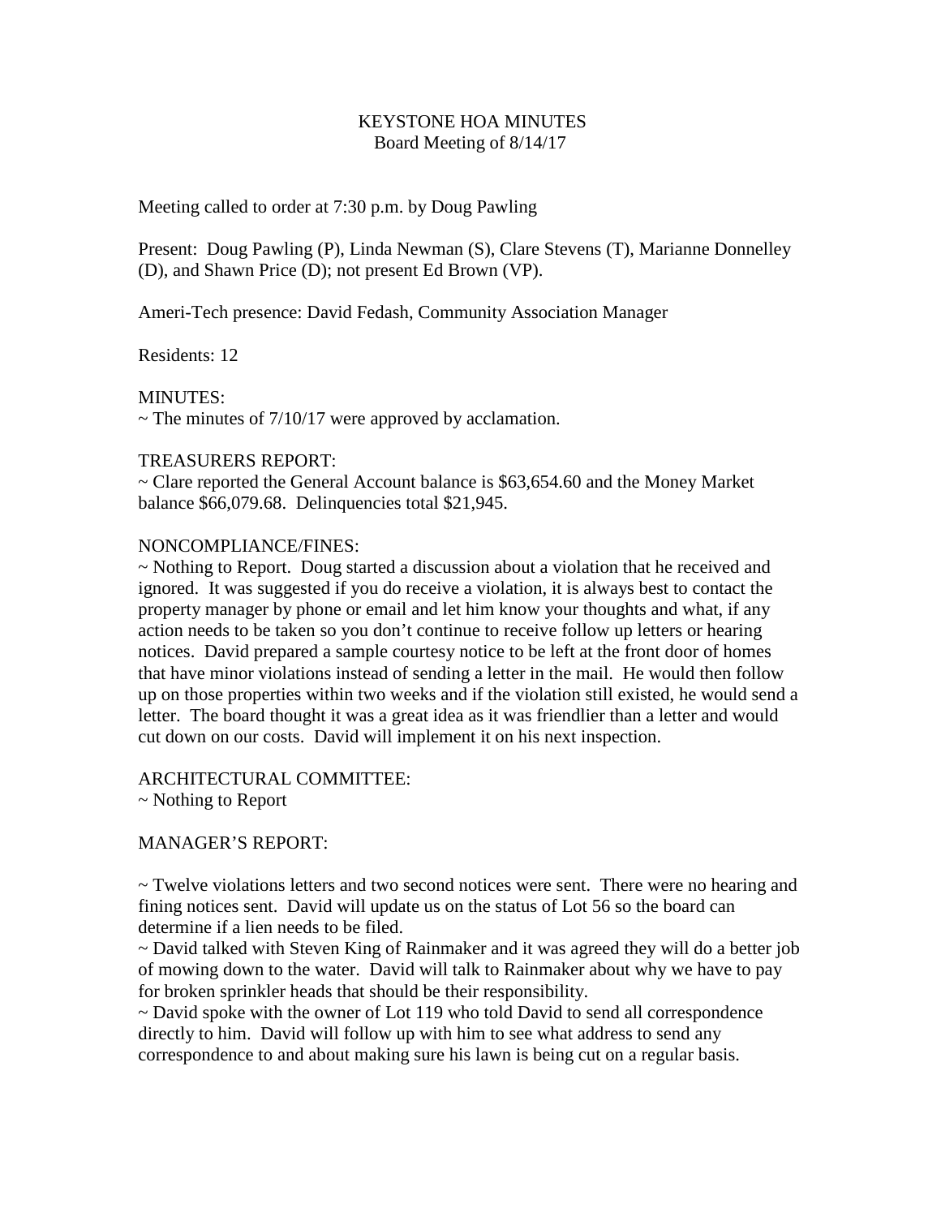# KEYSTONE HOA MINUTES
Board Meeting of 8/14/17

Meeting called to order at 7:30 p.m. by Doug Pawling

Present: Doug Pawling (P), Linda Newman (S), Clare Stevens (T), Marianne Donnelley (D), and Shawn Price (D); not present Ed Brown (VP).

Ameri-Tech presence: David Fedash, Community Association Manager

Residents: 12

MINUTES:
~ The minutes of 7/10/17 were approved by acclamation.

TREASURERS REPORT:
~ Clare reported the General Account balance is $63,654.60 and the Money Market balance $66,079.68. Delinquencies total $21,945.

NONCOMPLIANCE/FINES:
~ Nothing to Report. Doug started a discussion about a violation that he received and ignored. It was suggested if you do receive a violation, it is always best to contact the property manager by phone or email and let him know your thoughts and what, if any action needs to be taken so you don't continue to receive follow up letters or hearing notices. David prepared a sample courtesy notice to be left at the front door of homes that have minor violations instead of sending a letter in the mail. He would then follow up on those properties within two weeks and if the violation still existed, he would send a letter. The board thought it was a great idea as it was friendlier than a letter and would cut down on our costs. David will implement it on his next inspection.

ARCHITECTURAL COMMITTEE:
~ Nothing to Report

MANAGER'S REPORT:

~ Twelve violations letters and two second notices were sent. There were no hearing and fining notices sent. David will update us on the status of Lot 56 so the board can determine if a lien needs to be filed.
~ David talked with Steven King of Rainmaker and it was agreed they will do a better job of mowing down to the water. David will talk to Rainmaker about why we have to pay for broken sprinkler heads that should be their responsibility.
~ David spoke with the owner of Lot 119 who told David to send all correspondence directly to him. David will follow up with him to see what address to send any correspondence to and about making sure his lawn is being cut on a regular basis.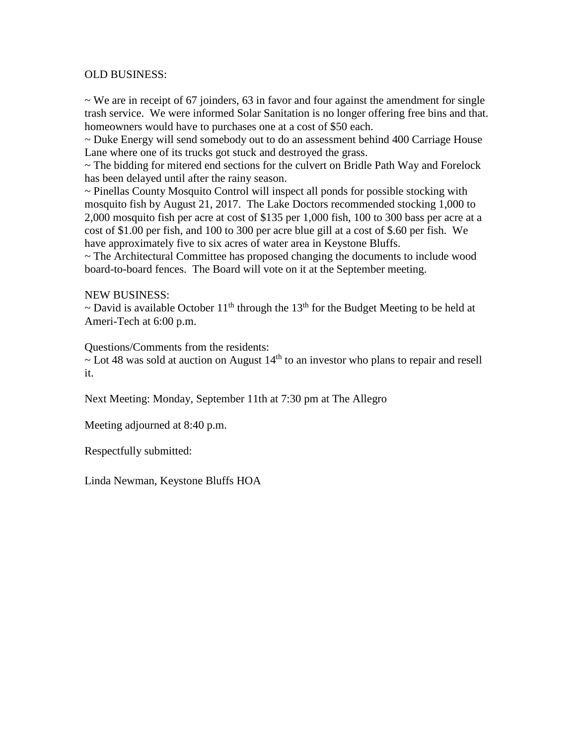OLD BUSINESS:

~ We are in receipt of 67 joinders, 63 in favor and four against the amendment for single trash service. We were informed Solar Sanitation is no longer offering free bins and that. homeowners would have to purchases one at a cost of $50 each.
~ Duke Energy will send somebody out to do an assessment behind 400 Carriage House Lane where one of its trucks got stuck and destroyed the grass.
~ The bidding for mitered end sections for the culvert on Bridle Path Way and Forelock has been delayed until after the rainy season.
~ Pinellas County Mosquito Control will inspect all ponds for possible stocking with mosquito fish by August 21, 2017. The Lake Doctors recommended stocking 1,000 to 2,000 mosquito fish per acre at cost of $135 per 1,000 fish, 100 to 300 bass per acre at a cost of $1.00 per fish, and 100 to 300 per acre blue gill at a cost of $.60 per fish. We have approximately five to six acres of water area in Keystone Bluffs.
~ The Architectural Committee has proposed changing the documents to include wood board-to-board fences. The Board will vote on it at the September meeting.

NEW BUSINESS:
~ David is available October 11th through the 13th for the Budget Meeting to be held at Ameri-Tech at 6:00 p.m.

Questions/Comments from the residents:
~ Lot 48 was sold at auction on August 14th to an investor who plans to repair and resell it.

Next Meeting: Monday, September 11th at 7:30 pm at The Allegro

Meeting adjourned at 8:40 p.m.

Respectfully submitted:

Linda Newman, Keystone Bluffs HOA